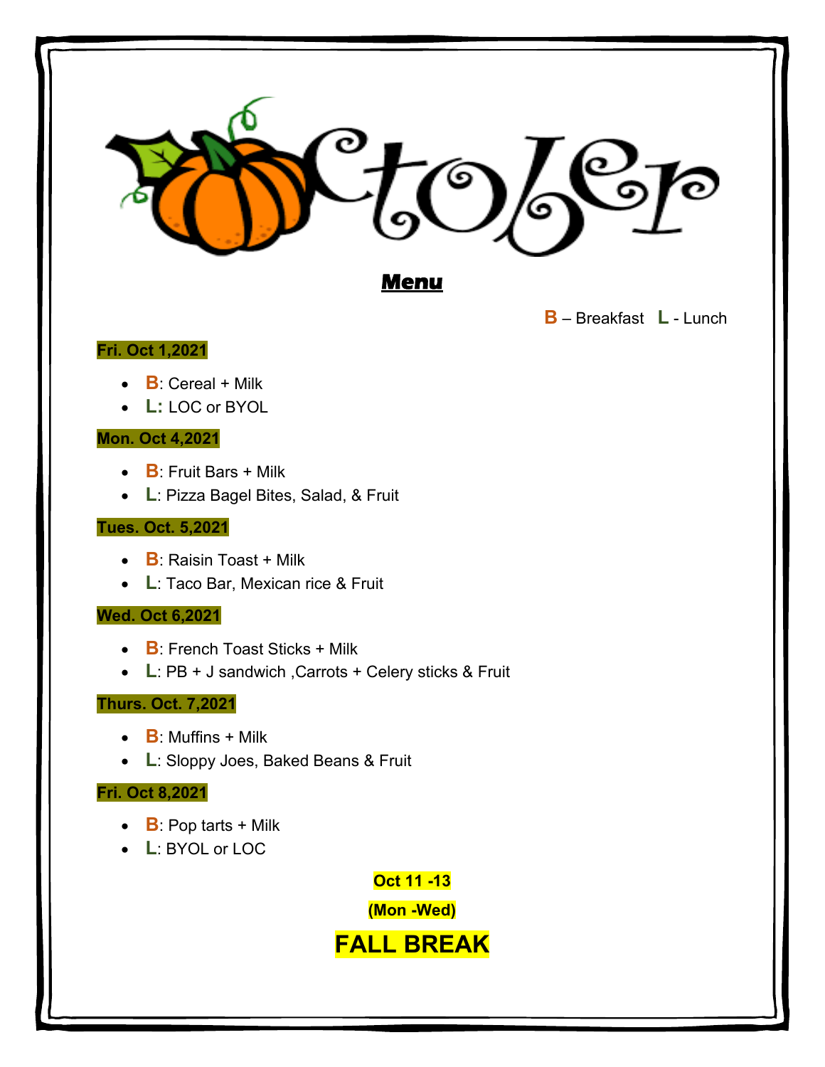# October

## Menu

**B** – Breakfast **L** - Lunch

**Fri. Oct 1,2021**

- **B**: Cereal + Milk
- **L:** LOC or BYOL

**Mon. Oct 4,2021**

- **B**: Fruit Bars + Milk
- **L**: Pizza Bagel Bites, Salad, & Fruit

**Tues. Oct. 5,2021**

- **B**: Raisin Toast + Milk
- **L**: Taco Bar, Mexican rice & Fruit

**Wed. Oct 6,2021**

- **B**: French Toast Sticks + Milk
- **L**: PB + J sandwich ,Carrots + Celery sticks & Fruit

**Thurs. Oct. 7,2021**

- **B**: Muffins + Milk
- **L**: Sloppy Joes, Baked Beans & Fruit

**Fri. Oct 8,2021**

- **B**: Pop tarts + Milk
- **L**: BYOL or LOC

**Oct 11 -13**

**(Mon -Wed)**

# FALL BREAK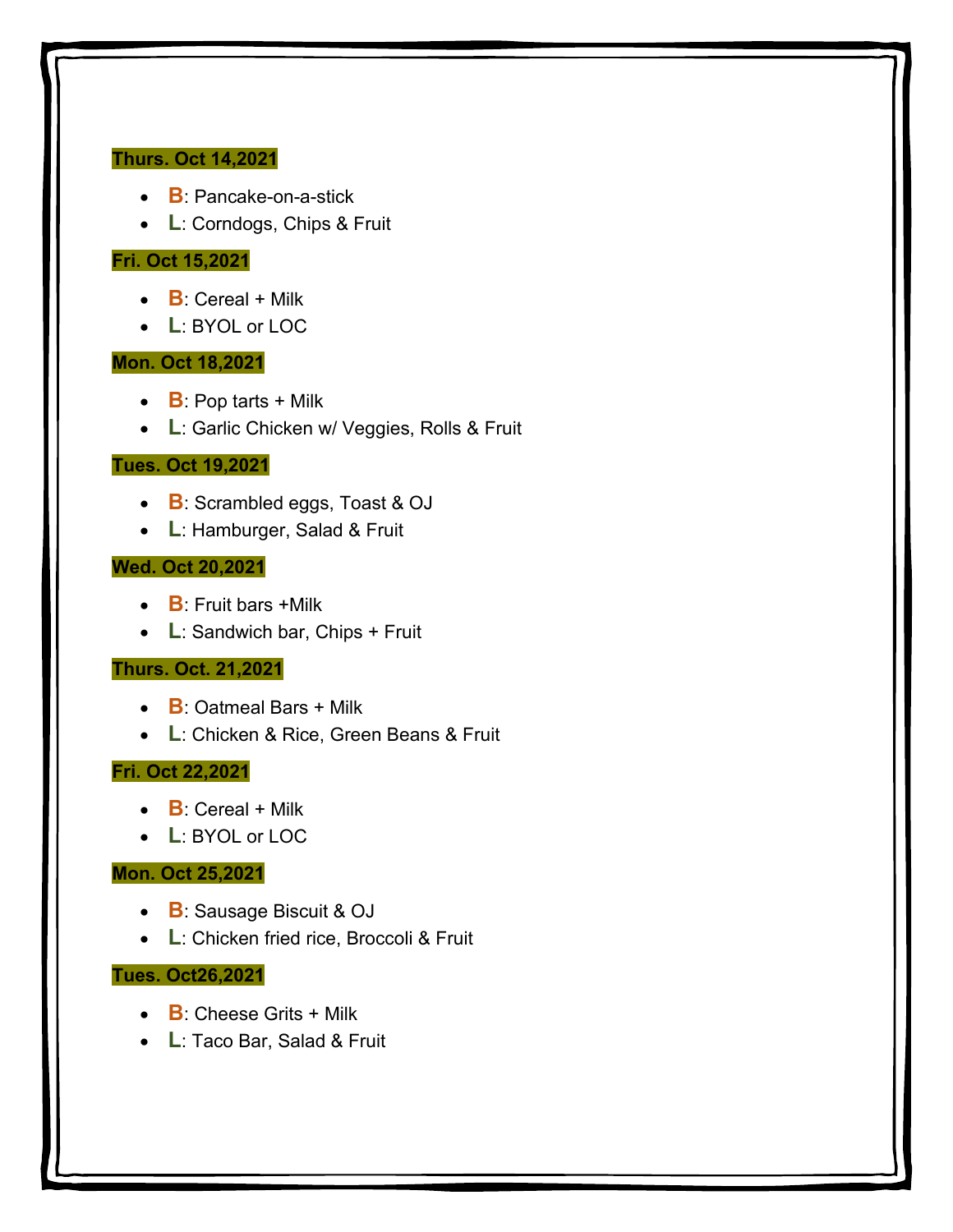**Thurs. Oct 14,2021**

- **B**: Pancake-on-a-stick
- **L**: Corndogs, Chips & Fruit

**Fri. Oct 15,2021**

- **B**: Cereal + Milk
- **L**: BYOL or LOC

**Mon. Oct 18,2021**

- **B**: Pop tarts + Milk
- **L**: Garlic Chicken w/ Veggies, Rolls & Fruit

**Tues. Oct 19,2021**

- **B**: Scrambled eggs, Toast & OJ
- **L**: Hamburger, Salad & Fruit

**Wed. Oct 20,2021**

- **B**: Fruit bars +Milk
- **L**: Sandwich bar, Chips + Fruit

**Thurs. Oct. 21,2021**

- **B**: Oatmeal Bars + Milk
- **L**: Chicken & Rice, Green Beans & Fruit

**Fri. Oct 22,2021**

- **B**: Cereal + Milk
- **L**: BYOL or LOC

**Mon. Oct 25,2021**

- **B**: Sausage Biscuit & OJ
- **L**: Chicken fried rice, Broccoli & Fruit

**Tues. Oct26,2021**

- **B**: Cheese Grits + Milk
- **L**: Taco Bar, Salad & Fruit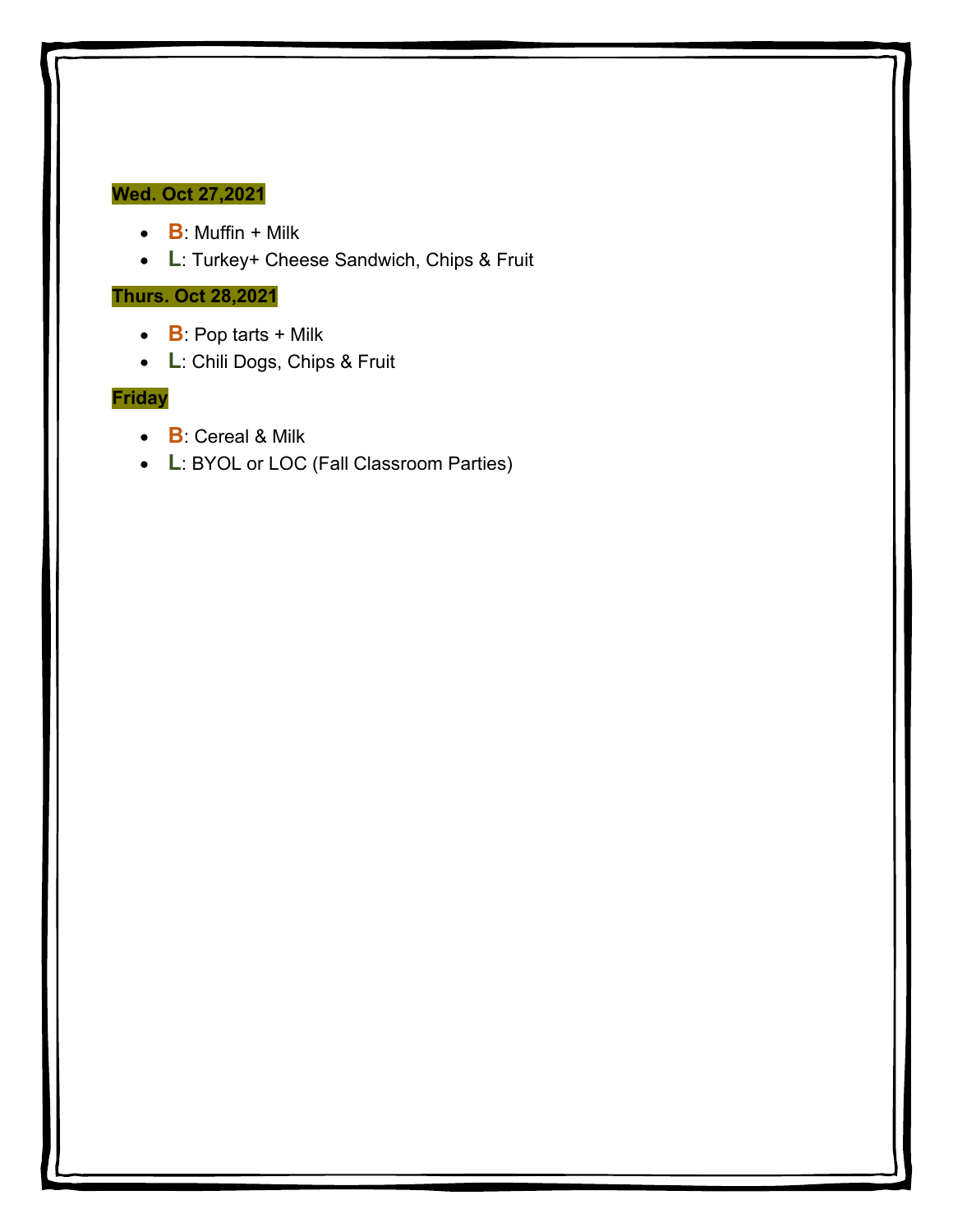**Wed. Oct 27,2021**

- **B**: Muffin + Milk
- **L**: Turkey+ Cheese Sandwich, Chips & Fruit

**Thurs. Oct 28,2021**

- **B**: Pop tarts + Milk
- **L**: Chili Dogs, Chips & Fruit

**Friday**

- **B**: Cereal & Milk
- **L**: BYOL or LOC (Fall Classroom Parties)